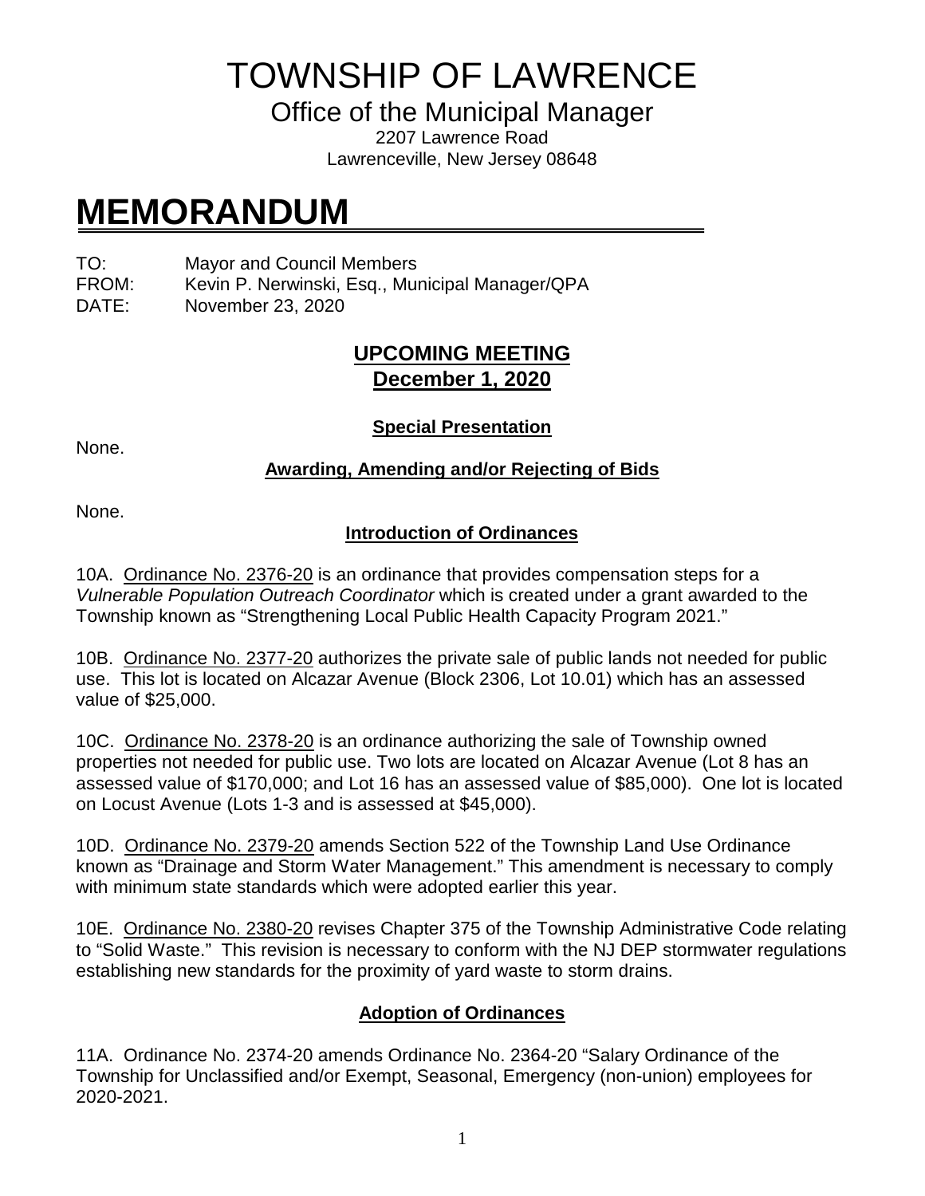# TOWNSHIP OF LAWRENCE

## Office of the Municipal Manager

2207 Lawrence Road
Lawrenceville, New Jersey 08648

# MEMORANDUM

TO: Mayor and Council Members
FROM: Kevin P. Nerwinski, Esq., Municipal Manager/QPA
DATE: November 23, 2020

## UPCOMING MEETING
## December 1, 2020

### Special Presentation

None.

### Awarding, Amending and/or Rejecting of Bids

None.

### Introduction of Ordinances

10A. Ordinance No. 2376-20 is an ordinance that provides compensation steps for a *Vulnerable Population Outreach Coordinator* which is created under a grant awarded to the Township known as "Strengthening Local Public Health Capacity Program 2021."

10B. Ordinance No. 2377-20 authorizes the private sale of public lands not needed for public use. This lot is located on Alcazar Avenue (Block 2306, Lot 10.01) which has an assessed value of $25,000.

10C. Ordinance No. 2378-20 is an ordinance authorizing the sale of Township owned properties not needed for public use. Two lots are located on Alcazar Avenue (Lot 8 has an assessed value of $170,000; and Lot 16 has an assessed value of $85,000). One lot is located on Locust Avenue (Lots 1-3 and is assessed at $45,000).

10D. Ordinance No. 2379-20 amends Section 522 of the Township Land Use Ordinance known as "Drainage and Storm Water Management." This amendment is necessary to comply with minimum state standards which were adopted earlier this year.

10E. Ordinance No. 2380-20 revises Chapter 375 of the Township Administrative Code relating to "Solid Waste." This revision is necessary to conform with the NJ DEP stormwater regulations establishing new standards for the proximity of yard waste to storm drains.

### Adoption of Ordinances

11A. Ordinance No. 2374-20 amends Ordinance No. 2364-20 "Salary Ordinance of the Township for Unclassified and/or Exempt, Seasonal, Emergency (non-union) employees for 2020-2021.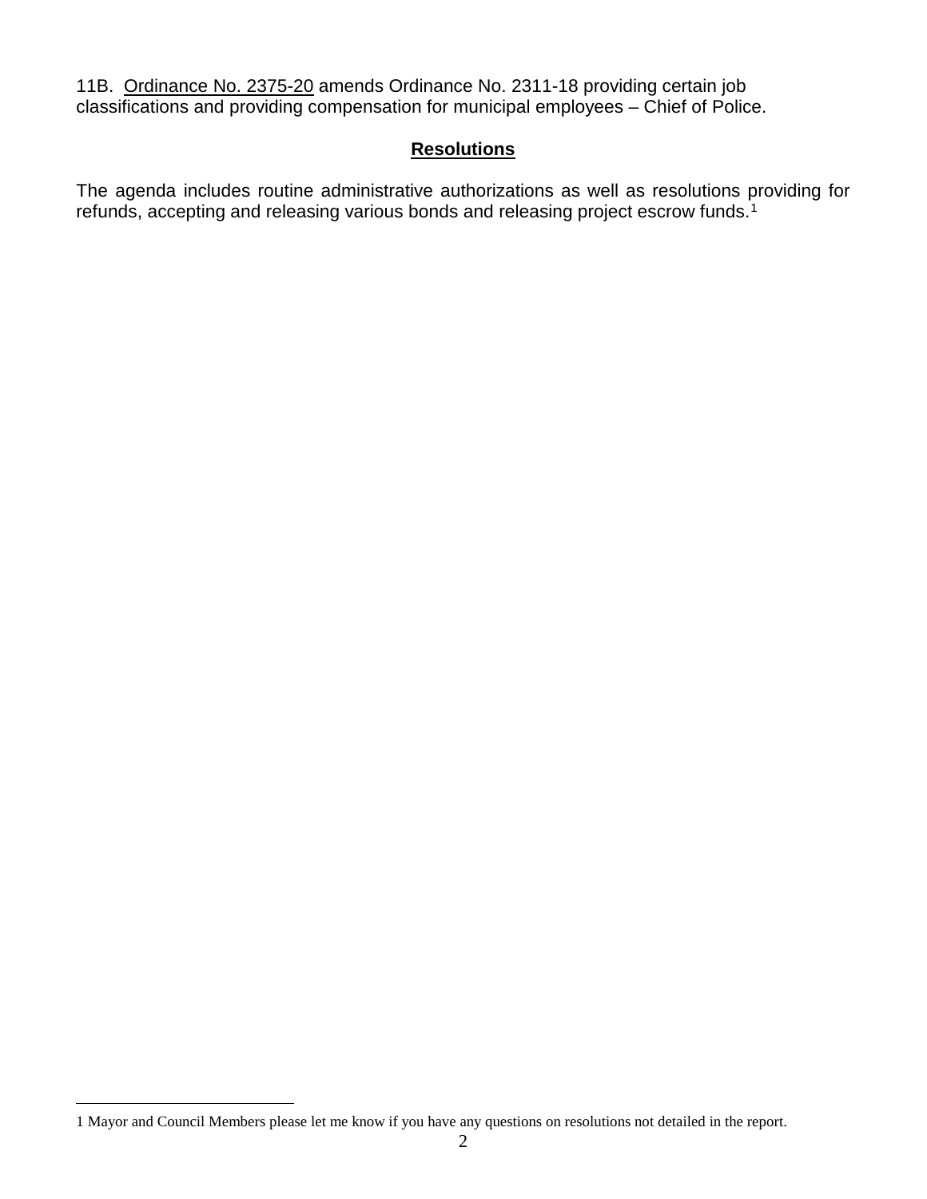11B. Ordinance No. 2375-20 amends Ordinance No. 2311-18 providing certain job classifications and providing compensation for municipal employees – Chief of Police.

## **Resolutions**

The agenda includes routine administrative authorizations as well as resolutions providing for refunds, accepting and releasing various bonds and releasing project escrow funds.[1]

---

1 Mayor and Council Members please let me know if you have any questions on resolutions not detailed in the report.